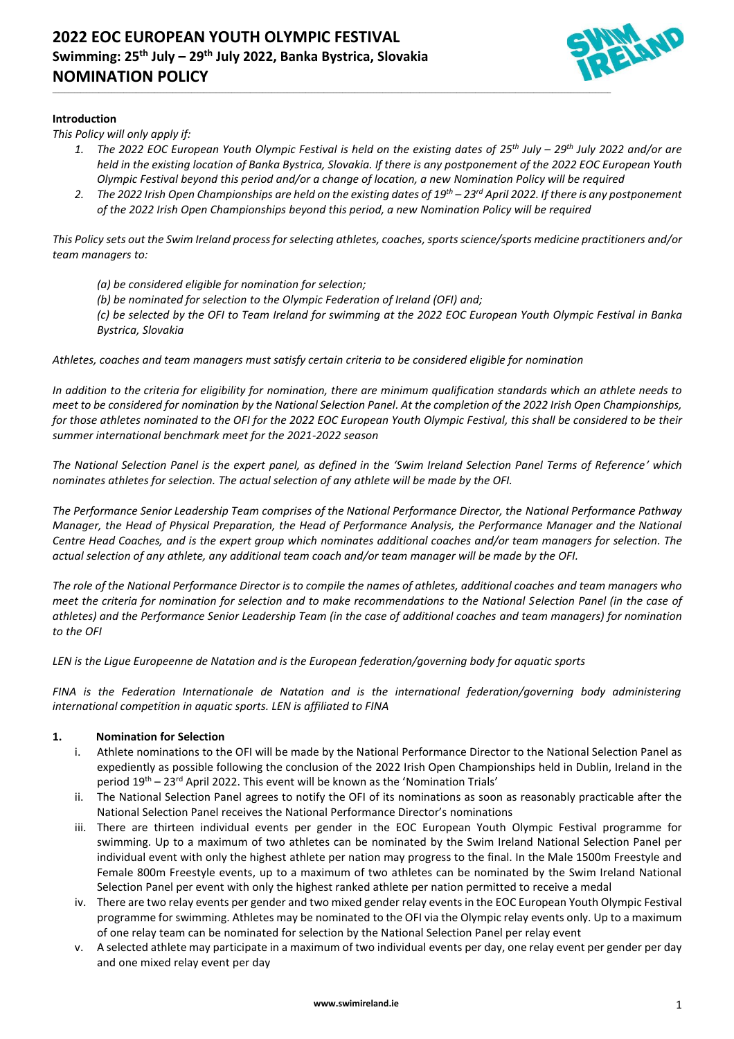# 2022 EOC EUROPEAN YOUTH OLYMPIC FESTIVAL
## Swimming: 25th July – 29th July 2022, Banka Bystrica, Slovakia
## NOMINATION POLICY

**Introduction**

*This Policy will only apply if:*

1. *The 2022 EOC European Youth Olympic Festival is held on the existing dates of 25th July – 29th July 2022 and/or are held in the existing location of Banka Bystrica, Slovakia. If there is any postponement of the 2022 EOC European Youth Olympic Festival beyond this period and/or a change of location, a new Nomination Policy will be required*
2. *The 2022 Irish Open Championships are held on the existing dates of 19th – 23rd April 2022. If there is any postponement of the 2022 Irish Open Championships beyond this period, a new Nomination Policy will be required*

*This Policy sets out the Swim Ireland process for selecting athletes, coaches, sports science/sports medicine practitioners and/or team managers to:*

*(a) be considered eligible for nomination for selection;*
*(b) be nominated for selection to the Olympic Federation of Ireland (OFI) and;*
*(c) be selected by the OFI to Team Ireland for swimming at the 2022 EOC European Youth Olympic Festival in Banka Bystrica, Slovakia*

*Athletes, coaches and team managers must satisfy certain criteria to be considered eligible for nomination*

*In addition to the criteria for eligibility for nomination, there are minimum qualification standards which an athlete needs to meet to be considered for nomination by the National Selection Panel. At the completion of the 2022 Irish Open Championships, for those athletes nominated to the OFI for the 2022 EOC European Youth Olympic Festival, this shall be considered to be their summer international benchmark meet for the 2021-2022 season*

*The National Selection Panel is the expert panel, as defined in the 'Swim Ireland Selection Panel Terms of Reference' which nominates athletes for selection. The actual selection of any athlete will be made by the OFI.*

*The Performance Senior Leadership Team comprises of the National Performance Director, the National Performance Pathway Manager, the Head of Physical Preparation, the Head of Performance Analysis, the Performance Manager and the National Centre Head Coaches, and is the expert group which nominates additional coaches and/or team managers for selection. The actual selection of any athlete, any additional team coach and/or team manager will be made by the OFI.*

*The role of the National Performance Director is to compile the names of athletes, additional coaches and team managers who meet the criteria for nomination for selection and to make recommendations to the National Selection Panel (in the case of athletes) and the Performance Senior Leadership Team (in the case of additional coaches and team managers) for nomination to the OFI*

*LEN is the Ligue Europeenne de Natation and is the European federation/governing body for aquatic sports*

*FINA is the Federation Internationale de Natation and is the international federation/governing body administering international competition in aquatic sports. LEN is affiliated to FINA*

### 1. Nomination for Selection

i. Athlete nominations to the OFI will be made by the National Performance Director to the National Selection Panel as expediently as possible following the conclusion of the 2022 Irish Open Championships held in Dublin, Ireland in the period 19th – 23rd April 2022. This event will be known as the 'Nomination Trials'

ii. The National Selection Panel agrees to notify the OFI of its nominations as soon as reasonably practicable after the National Selection Panel receives the National Performance Director's nominations

iii. There are thirteen individual events per gender in the EOC European Youth Olympic Festival programme for swimming. Up to a maximum of two athletes can be nominated by the Swim Ireland National Selection Panel per individual event with only the highest athlete per nation may progress to the final. In the Male 1500m Freestyle and Female 800m Freestyle events, up to a maximum of two athletes can be nominated by the Swim Ireland National Selection Panel per event with only the highest ranked athlete per nation permitted to receive a medal

iv. There are two relay events per gender and two mixed gender relay events in the EOC European Youth Olympic Festival programme for swimming. Athletes may be nominated to the OFI via the Olympic relay events only. Up to a maximum of one relay team can be nominated for selection by the National Selection Panel per relay event

v. A selected athlete may participate in a maximum of two individual events per day, one relay event per gender per day and one mixed relay event per day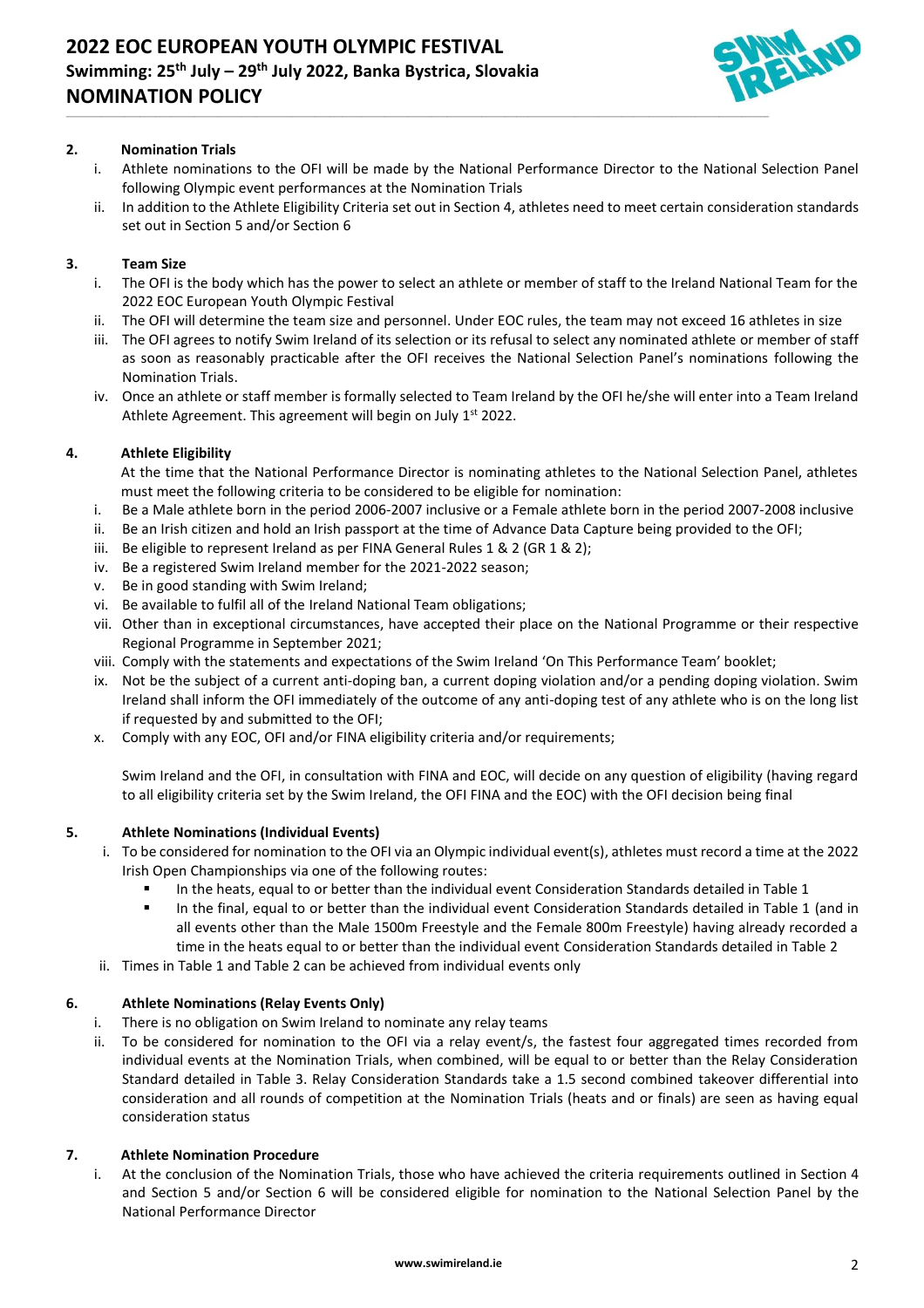## 2. Nomination Trials

i. Athlete nominations to the OFI will be made by the National Performance Director to the National Selection Panel following Olympic event performances at the Nomination Trials

ii. In addition to the Athlete Eligibility Criteria set out in Section 4, athletes need to meet certain consideration standards set out in Section 5 and/or Section 6

## 3. Team Size

i. The OFI is the body which has the power to select an athlete or member of staff to the Ireland National Team for the 2022 EOC European Youth Olympic Festival

ii. The OFI will determine the team size and personnel. Under EOC rules, the team may not exceed 16 athletes in size

iii. The OFI agrees to notify Swim Ireland of its selection or its refusal to select any nominated athlete or member of staff as soon as reasonably practicable after the OFI receives the National Selection Panel's nominations following the Nomination Trials.

iv. Once an athlete or staff member is formally selected to Team Ireland by the OFI he/she will enter into a Team Ireland Athlete Agreement. This agreement will begin on July 1st 2022.

## 4. Athlete Eligibility

At the time that the National Performance Director is nominating athletes to the National Selection Panel, athletes must meet the following criteria to be considered to be eligible for nomination:

i. Be a Male athlete born in the period 2006-2007 inclusive or a Female athlete born in the period 2007-2008 inclusive

ii. Be an Irish citizen and hold an Irish passport at the time of Advance Data Capture being provided to the OFI;

iii. Be eligible to represent Ireland as per FINA General Rules 1 & 2 (GR 1 & 2);

iv. Be a registered Swim Ireland member for the 2021-2022 season;

v. Be in good standing with Swim Ireland;

vi. Be available to fulfil all of the Ireland National Team obligations;

vii. Other than in exceptional circumstances, have accepted their place on the National Programme or their respective Regional Programme in September 2021;

viii. Comply with the statements and expectations of the Swim Ireland 'On This Performance Team' booklet;

ix. Not be the subject of a current anti-doping ban, a current doping violation and/or a pending doping violation. Swim Ireland shall inform the OFI immediately of the outcome of any anti-doping test of any athlete who is on the long list if requested by and submitted to the OFI;

x. Comply with any EOC, OFI and/or FINA eligibility criteria and/or requirements;

Swim Ireland and the OFI, in consultation with FINA and EOC, will decide on any question of eligibility (having regard to all eligibility criteria set by the Swim Ireland, the OFI FINA and the EOC) with the OFI decision being final

## 5. Athlete Nominations (Individual Events)

i. To be considered for nomination to the OFI via an Olympic individual event(s), athletes must record a time at the 2022 Irish Open Championships via one of the following routes:

- In the heats, equal to or better than the individual event Consideration Standards detailed in Table 1
- In the final, equal to or better than the individual event Consideration Standards detailed in Table 1 (and in all events other than the Male 1500m Freestyle and the Female 800m Freestyle) having already recorded a time in the heats equal to or better than the individual event Consideration Standards detailed in Table 2

ii. Times in Table 1 and Table 2 can be achieved from individual events only

## 6. Athlete Nominations (Relay Events Only)

i. There is no obligation on Swim Ireland to nominate any relay teams

ii. To be considered for nomination to the OFI via a relay event/s, the fastest four aggregated times recorded from individual events at the Nomination Trials, when combined, will be equal to or better than the Relay Consideration Standard detailed in Table 3. Relay Consideration Standards take a 1.5 second combined takeover differential into consideration and all rounds of competition at the Nomination Trials (heats and or finals) are seen as having equal consideration status

## 7. Athlete Nomination Procedure

i. At the conclusion of the Nomination Trials, those who have achieved the criteria requirements outlined in Section 4 and Section 5 and/or Section 6 will be considered eligible for nomination to the National Selection Panel by the National Performance Director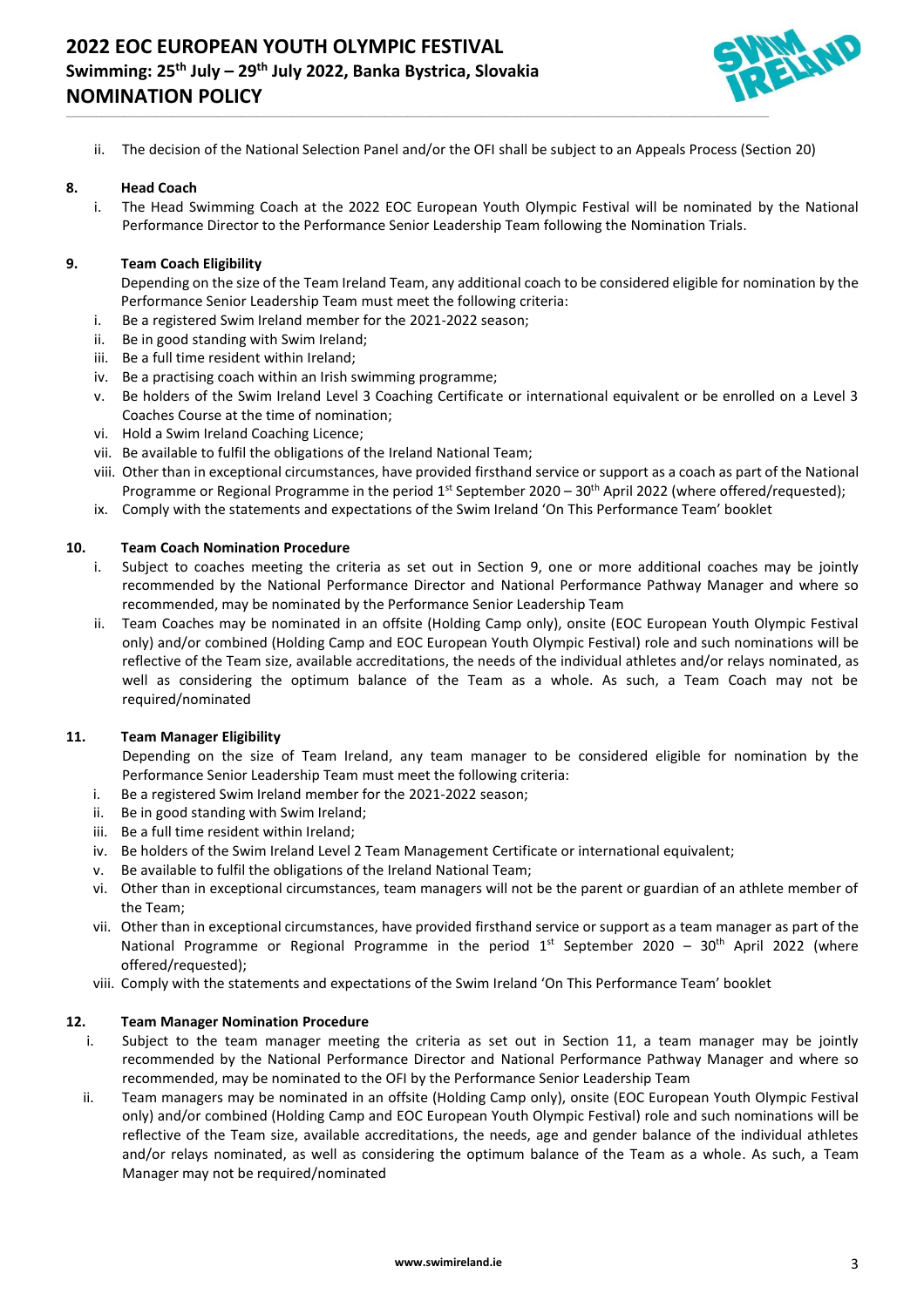ii. The decision of the National Selection Panel and/or the OFI shall be subject to an Appeals Process (Section 20)

## 8. Head Coach

i. The Head Swimming Coach at the 2022 EOC European Youth Olympic Festival will be nominated by the National Performance Director to the Performance Senior Leadership Team following the Nomination Trials.

## 9. Team Coach Eligibility

Depending on the size of the Team Ireland Team, any additional coach to be considered eligible for nomination by the Performance Senior Leadership Team must meet the following criteria:

i. Be a registered Swim Ireland member for the 2021-2022 season;
ii. Be in good standing with Swim Ireland;
iii. Be a full time resident within Ireland;
iv. Be a practising coach within an Irish swimming programme;
v. Be holders of the Swim Ireland Level 3 Coaching Certificate or international equivalent or be enrolled on a Level 3 Coaches Course at the time of nomination;
vi. Hold a Swim Ireland Coaching Licence;
vii. Be available to fulfil the obligations of the Ireland National Team;
viii. Other than in exceptional circumstances, have provided firsthand service or support as a coach as part of the National Programme or Regional Programme in the period 1st September 2020 – 30th April 2022 (where offered/requested);
ix. Comply with the statements and expectations of the Swim Ireland 'On This Performance Team' booklet

## 10. Team Coach Nomination Procedure

i. Subject to coaches meeting the criteria as set out in Section 9, one or more additional coaches may be jointly recommended by the National Performance Director and National Performance Pathway Manager and where so recommended, may be nominated by the Performance Senior Leadership Team
ii. Team Coaches may be nominated in an offsite (Holding Camp only), onsite (EOC European Youth Olympic Festival only) and/or combined (Holding Camp and EOC European Youth Olympic Festival) role and such nominations will be reflective of the Team size, available accreditations, the needs of the individual athletes and/or relays nominated, as well as considering the optimum balance of the Team as a whole. As such, a Team Coach may not be required/nominated

## 11. Team Manager Eligibility

Depending on the size of Team Ireland, any team manager to be considered eligible for nomination by the Performance Senior Leadership Team must meet the following criteria:

i. Be a registered Swim Ireland member for the 2021-2022 season;
ii. Be in good standing with Swim Ireland;
iii. Be a full time resident within Ireland;
iv. Be holders of the Swim Ireland Level 2 Team Management Certificate or international equivalent;
v. Be available to fulfil the obligations of the Ireland National Team;
vi. Other than in exceptional circumstances, team managers will not be the parent or guardian of an athlete member of the Team;
vii. Other than in exceptional circumstances, have provided firsthand service or support as a team manager as part of the National Programme or Regional Programme in the period 1st September 2020 – 30th April 2022 (where offered/requested);
viii. Comply with the statements and expectations of the Swim Ireland 'On This Performance Team' booklet

## 12. Team Manager Nomination Procedure

i. Subject to the team manager meeting the criteria as set out in Section 11, a team manager may be jointly recommended by the National Performance Director and National Performance Pathway Manager and where so recommended, may be nominated to the OFI by the Performance Senior Leadership Team
ii. Team managers may be nominated in an offsite (Holding Camp only), onsite (EOC European Youth Olympic Festival only) and/or combined (Holding Camp and EOC European Youth Olympic Festival) role and such nominations will be reflective of the Team size, available accreditations, the needs, age and gender balance of the individual athletes and/or relays nominated, as well as considering the optimum balance of the Team as a whole. As such, a Team Manager may not be required/nominated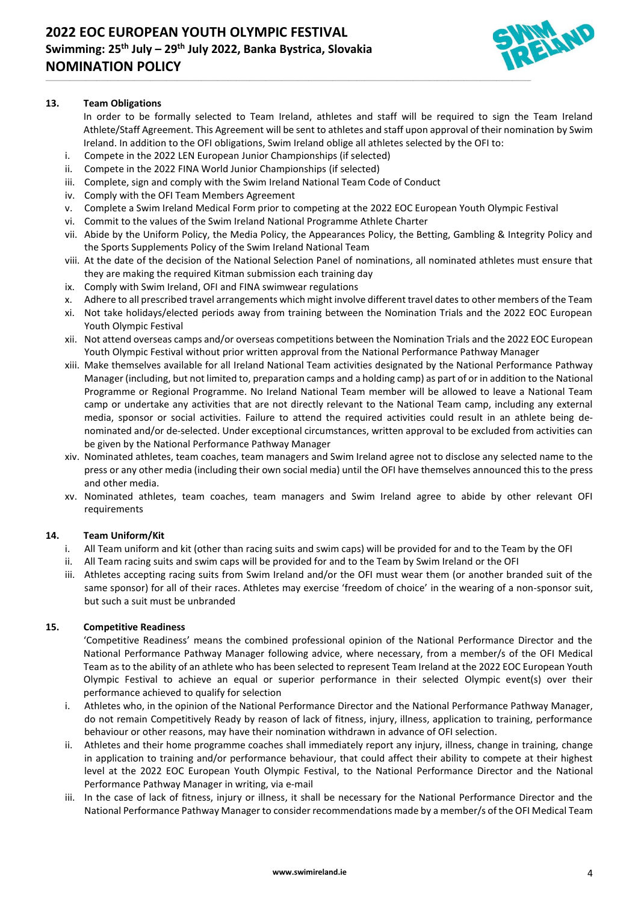## 13. Team Obligations

In order to be formally selected to Team Ireland, athletes and staff will be required to sign the Team Ireland Athlete/Staff Agreement. This Agreement will be sent to athletes and staff upon approval of their nomination by Swim Ireland. In addition to the OFI obligations, Swim Ireland oblige all athletes selected by the OFI to:

i. Compete in the 2022 LEN European Junior Championships (if selected)
ii. Compete in the 2022 FINA World Junior Championships (if selected)
iii. Complete, sign and comply with the Swim Ireland National Team Code of Conduct
iv. Comply with the OFI Team Members Agreement
v. Complete a Swim Ireland Medical Form prior to competing at the 2022 EOC European Youth Olympic Festival
vi. Commit to the values of the Swim Ireland National Programme Athlete Charter
vii. Abide by the Uniform Policy, the Media Policy, the Appearances Policy, the Betting, Gambling & Integrity Policy and the Sports Supplements Policy of the Swim Ireland National Team
viii. At the date of the decision of the National Selection Panel of nominations, all nominated athletes must ensure that they are making the required Kitman submission each training day
ix. Comply with Swim Ireland, OFI and FINA swimwear regulations
x. Adhere to all prescribed travel arrangements which might involve different travel dates to other members of the Team
xi. Not take holidays/elected periods away from training between the Nomination Trials and the 2022 EOC European Youth Olympic Festival
xii. Not attend overseas camps and/or overseas competitions between the Nomination Trials and the 2022 EOC European Youth Olympic Festival without prior written approval from the National Performance Pathway Manager
xiii. Make themselves available for all Ireland National Team activities designated by the National Performance Pathway Manager (including, but not limited to, preparation camps and a holding camp) as part of or in addition to the National Programme or Regional Programme. No Ireland National Team member will be allowed to leave a National Team camp or undertake any activities that are not directly relevant to the National Team camp, including any external media, sponsor or social activities. Failure to attend the required activities could result in an athlete being de-nominated and/or de-selected. Under exceptional circumstances, written approval to be excluded from activities can be given by the National Performance Pathway Manager
xiv. Nominated athletes, team coaches, team managers and Swim Ireland agree not to disclose any selected name to the press or any other media (including their own social media) until the OFI have themselves announced this to the press and other media.
xv. Nominated athletes, team coaches, team managers and Swim Ireland agree to abide by other relevant OFI requirements

## 14. Team Uniform/Kit

i. All Team uniform and kit (other than racing suits and swim caps) will be provided for and to the Team by the OFI
ii. All Team racing suits and swim caps will be provided for and to the Team by Swim Ireland or the OFI
iii. Athletes accepting racing suits from Swim Ireland and/or the OFI must wear them (or another branded suit of the same sponsor) for all of their races. Athletes may exercise 'freedom of choice' in the wearing of a non-sponsor suit, but such a suit must be unbranded

## 15. Competitive Readiness

'Competitive Readiness' means the combined professional opinion of the National Performance Director and the National Performance Pathway Manager following advice, where necessary, from a member/s of the OFI Medical Team as to the ability of an athlete who has been selected to represent Team Ireland at the 2022 EOC European Youth Olympic Festival to achieve an equal or superior performance in their selected Olympic event(s) over their performance achieved to qualify for selection

i. Athletes who, in the opinion of the National Performance Director and the National Performance Pathway Manager, do not remain Competitively Ready by reason of lack of fitness, injury, illness, application to training, performance behaviour or other reasons, may have their nomination withdrawn in advance of OFI selection.
ii. Athletes and their home programme coaches shall immediately report any injury, illness, change in training, change in application to training and/or performance behaviour, that could affect their ability to compete at their highest level at the 2022 EOC European Youth Olympic Festival, to the National Performance Director and the National Performance Pathway Manager in writing, via e-mail
iii. In the case of lack of fitness, injury or illness, it shall be necessary for the National Performance Director and the National Performance Pathway Manager to consider recommendations made by a member/s of the OFI Medical Team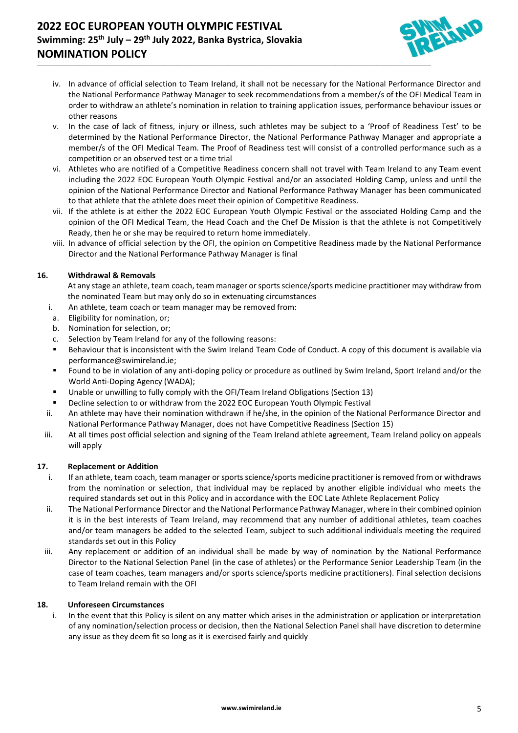iv. In advance of official selection to Team Ireland, it shall not be necessary for the National Performance Director and the National Performance Pathway Manager to seek recommendations from a member/s of the OFI Medical Team in order to withdraw an athlete's nomination in relation to training application issues, performance behaviour issues or other reasons

v. In the case of lack of fitness, injury or illness, such athletes may be subject to a 'Proof of Readiness Test' to be determined by the National Performance Director, the National Performance Pathway Manager and appropriate a member/s of the OFI Medical Team. The Proof of Readiness test will consist of a controlled performance such as a competition or an observed test or a time trial

vi. Athletes who are notified of a Competitive Readiness concern shall not travel with Team Ireland to any Team event including the 2022 EOC European Youth Olympic Festival and/or an associated Holding Camp, unless and until the opinion of the National Performance Director and National Performance Pathway Manager has been communicated to that athlete that the athlete does meet their opinion of Competitive Readiness.

vii. If the athlete is at either the 2022 EOC European Youth Olympic Festival or the associated Holding Camp and the opinion of the OFI Medical Team, the Head Coach and the Chef De Mission is that the athlete is not Competitively Ready, then he or she may be required to return home immediately.

viii. In advance of official selection by the OFI, the opinion on Competitive Readiness made by the National Performance Director and the National Performance Pathway Manager is final

## 16. Withdrawal & Removals

At any stage an athlete, team coach, team manager or sports science/sports medicine practitioner may withdraw from the nominated Team but may only do so in extenuating circumstances

i. An athlete, team coach or team manager may be removed from:

a. Eligibility for nomination, or;

b. Nomination for selection, or;

c. Selection by Team Ireland for any of the following reasons:

- Behaviour that is inconsistent with the Swim Ireland Team Code of Conduct. A copy of this document is available via performance@swimireland.ie;
- Found to be in violation of any anti-doping policy or procedure as outlined by Swim Ireland, Sport Ireland and/or the World Anti-Doping Agency (WADA);
- Unable or unwilling to fully comply with the OFI/Team Ireland Obligations (Section 13)
- Decline selection to or withdraw from the 2022 EOC European Youth Olympic Festival

ii. An athlete may have their nomination withdrawn if he/she, in the opinion of the National Performance Director and National Performance Pathway Manager, does not have Competitive Readiness (Section 15)

iii. At all times post official selection and signing of the Team Ireland athlete agreement, Team Ireland policy on appeals will apply

## 17. Replacement or Addition

i. If an athlete, team coach, team manager or sports science/sports medicine practitioner is removed from or withdraws from the nomination or selection, that individual may be replaced by another eligible individual who meets the required standards set out in this Policy and in accordance with the EOC Late Athlete Replacement Policy

ii. The National Performance Director and the National Performance Pathway Manager, where in their combined opinion it is in the best interests of Team Ireland, may recommend that any number of additional athletes, team coaches and/or team managers be added to the selected Team, subject to such additional individuals meeting the required standards set out in this Policy

iii. Any replacement or addition of an individual shall be made by way of nomination by the National Performance Director to the National Selection Panel (in the case of athletes) or the Performance Senior Leadership Team (in the case of team coaches, team managers and/or sports science/sports medicine practitioners). Final selection decisions to Team Ireland remain with the OFI

## 18. Unforeseen Circumstances

i. In the event that this Policy is silent on any matter which arises in the administration or application or interpretation of any nomination/selection process or decision, then the National Selection Panel shall have discretion to determine any issue as they deem fit so long as it is exercised fairly and quickly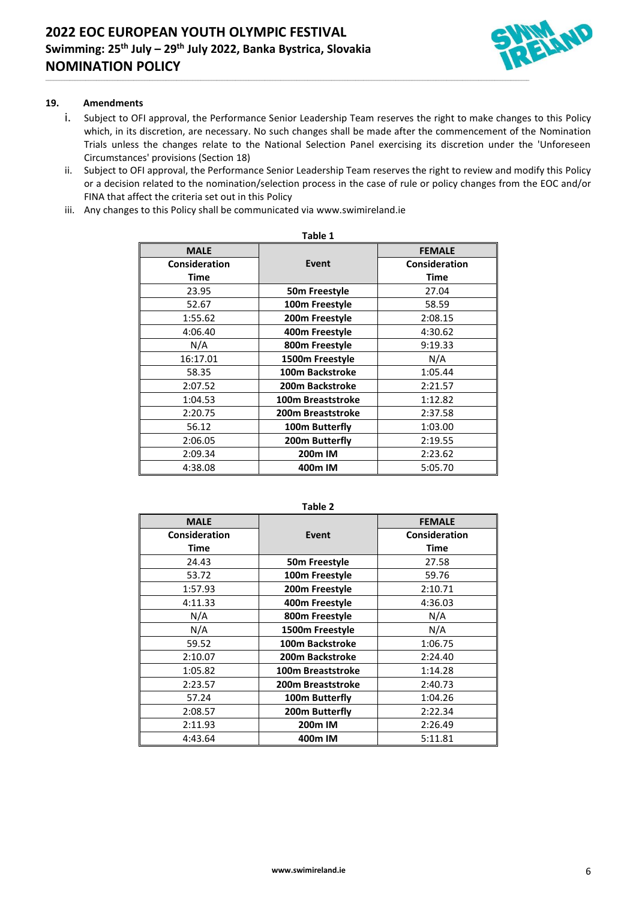## 19. Amendments

i. Subject to OFI approval, the Performance Senior Leadership Team reserves the right to make changes to this Policy which, in its discretion, are necessary. No such changes shall be made after the commencement of the Nomination Trials unless the changes relate to the National Selection Panel exercising its discretion under the 'Unforeseen Circumstances' provisions (Section 18)

ii. Subject to OFI approval, the Performance Senior Leadership Team reserves the right to review and modify this Policy or a decision related to the nomination/selection process in the case of rule or policy changes from the EOC and/or FINA that affect the criteria set out in this Policy

iii. Any changes to this Policy shall be communicated via www.swimireland.ie

**Table 1**

| MALE | | FEMALE |
|---|---|---|
| **Consideration Time** | **Event** | **Consideration Time** |
| 23.95 | **50m Freestyle** | 27.04 |
| 52.67 | **100m Freestyle** | 58.59 |
| 1:55.62 | **200m Freestyle** | 2:08.15 |
| 4:06.40 | **400m Freestyle** | 4:30.62 |
| N/A | **800m Freestyle** | 9:19.33 |
| 16:17.01 | **1500m Freestyle** | N/A |
| 58.35 | **100m Backstroke** | 1:05.44 |
| 2:07.52 | **200m Backstroke** | 2:21.57 |
| 1:04.53 | **100m Breaststroke** | 1:12.82 |
| 2:20.75 | **200m Breaststroke** | 2:37.58 |
| 56.12 | **100m Butterfly** | 1:03.00 |
| 2:06.05 | **200m Butterfly** | 2:19.55 |
| 2:09.34 | **200m IM** | 2:23.62 |
| 4:38.08 | **400m IM** | 5:05.70 |

**Table 2**

| MALE | | FEMALE |
|---|---|---|
| **Consideration Time** | **Event** | **Consideration Time** |
| 24.43 | **50m Freestyle** | 27.58 |
| 53.72 | **100m Freestyle** | 59.76 |
| 1:57.93 | **200m Freestyle** | 2:10.71 |
| 4:11.33 | **400m Freestyle** | 4:36.03 |
| N/A | **800m Freestyle** | N/A |
| N/A | **1500m Freestyle** | N/A |
| 59.52 | **100m Backstroke** | 1:06.75 |
| 2:10.07 | **200m Backstroke** | 2:24.40 |
| 1:05.82 | **100m Breaststroke** | 1:14.28 |
| 2:23.57 | **200m Breaststroke** | 2:40.73 |
| 57.24 | **100m Butterfly** | 1:04.26 |
| 2:08.57 | **200m Butterfly** | 2:22.34 |
| 2:11.93 | **200m IM** | 2:26.49 |
| 4:43.64 | **400m IM** | 5:11.81 |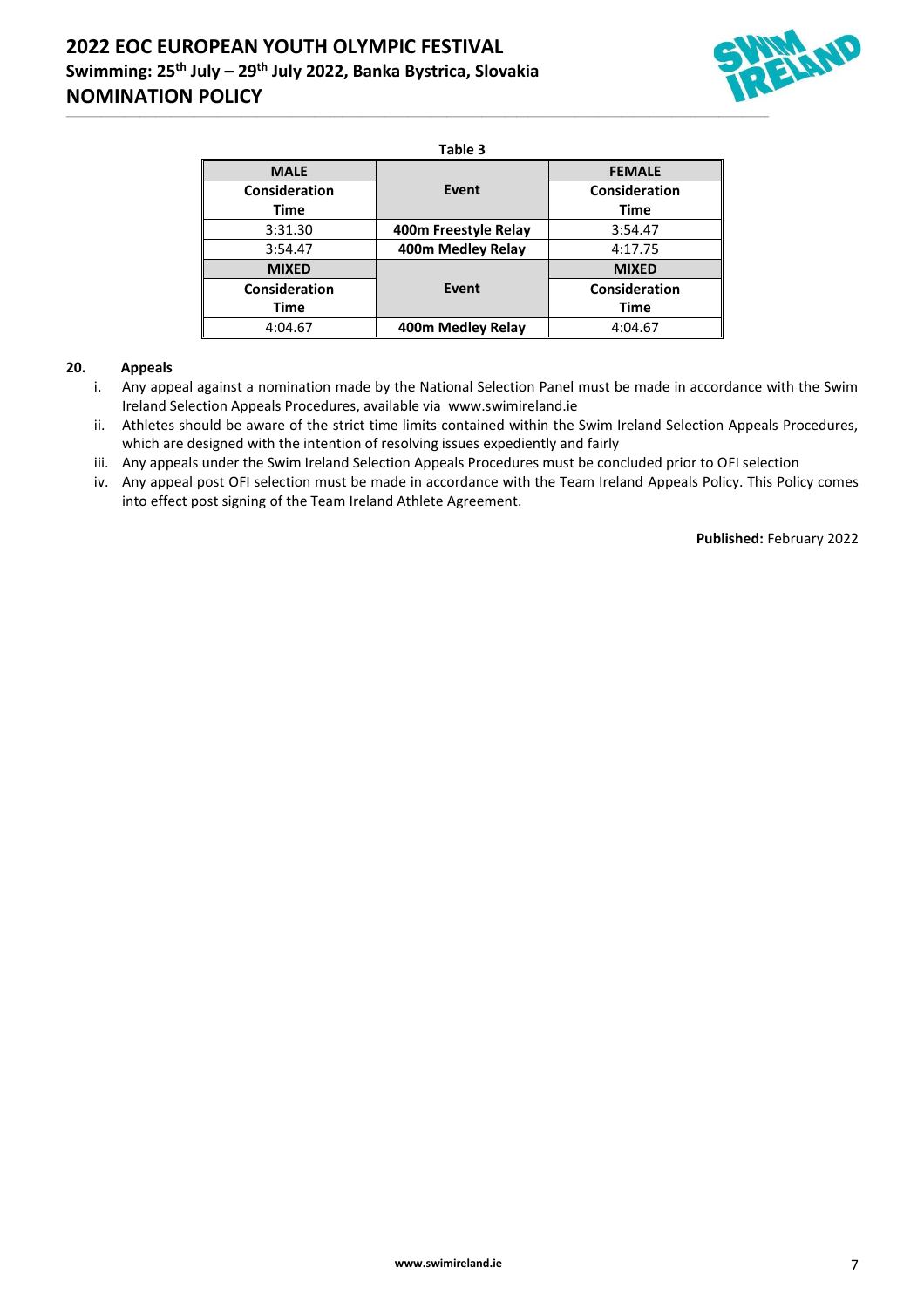**Table 3**

| MALE | Event | FEMALE |
|---|---|---|
| Consideration Time | | Consideration Time |
| 3:31.30 | 400m Freestyle Relay | 3:54.47 |
| 3:54.47 | 400m Medley Relay | 4:17.75 |
| MIXED | Event | MIXED |
| Consideration Time | | Consideration Time |
| 4:04.67 | 400m Medley Relay | 4:04.67 |

**20. Appeals**

i. Any appeal against a nomination made by the National Selection Panel must be made in accordance with the Swim Ireland Selection Appeals Procedures, available via www.swimireland.ie

ii. Athletes should be aware of the strict time limits contained within the Swim Ireland Selection Appeals Procedures, which are designed with the intention of resolving issues expediently and fairly

iii. Any appeals under the Swim Ireland Selection Appeals Procedures must be concluded prior to OFI selection

iv. Any appeal post OFI selection must be made in accordance with the Team Ireland Appeals Policy. This Policy comes into effect post signing of the Team Ireland Athlete Agreement.

**Published:** February 2022